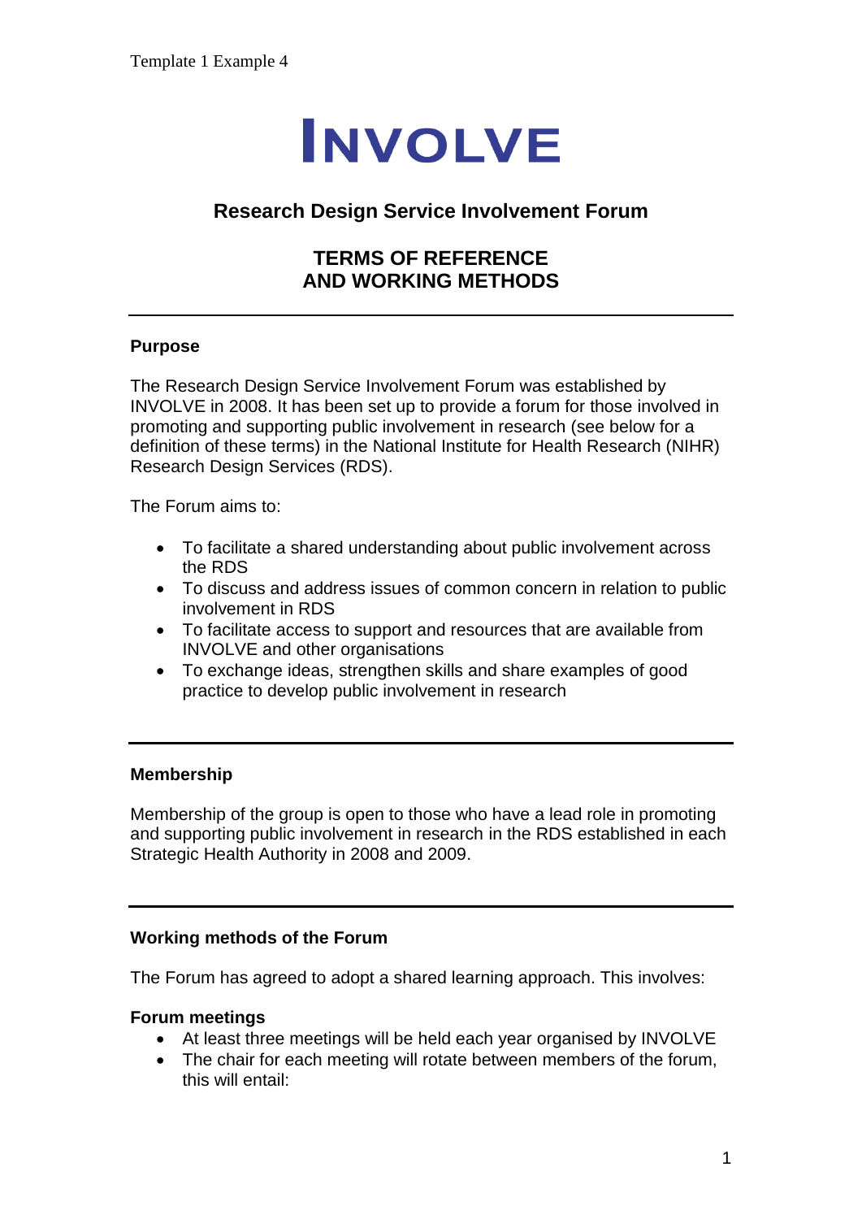Template 1 Example 4

# INVOLVE

## Research Design Service Involvement Forum

## TERMS OF REFERENCE AND WORKING METHODS

---

### Purpose

The Research Design Service Involvement Forum was established by INVOLVE in 2008. It has been set up to provide a forum for those involved in promoting and supporting public involvement in research (see below for a definition of these terms) in the National Institute for Health Research (NIHR) Research Design Services (RDS).

The Forum aims to:

- To facilitate a shared understanding about public involvement across the RDS
- To discuss and address issues of common concern in relation to public involvement in RDS
- To facilitate access to support and resources that are available from INVOLVE and other organisations
- To exchange ideas, strengthen skills and share examples of good practice to develop public involvement in research

---

### Membership

Membership of the group is open to those who have a lead role in promoting and supporting public involvement in research in the RDS established in each Strategic Health Authority in 2008 and 2009.

---

### Working methods of the Forum

The Forum has agreed to adopt a shared learning approach. This involves:

**Forum meetings**

- At least three meetings will be held each year organised by INVOLVE
- The chair for each meeting will rotate between members of the forum, this will entail: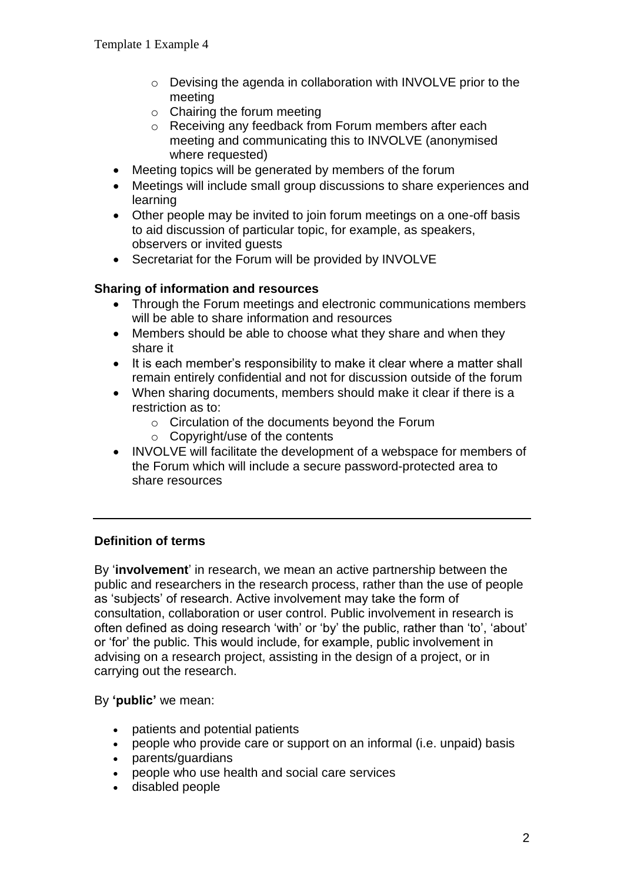- Devising the agenda in collaboration with INVOLVE prior to the meeting
  - Chairing the forum meeting
  - Receiving any feedback from Forum members after each meeting and communicating this to INVOLVE (anonymised where requested)
- Meeting topics will be generated by members of the forum
- Meetings will include small group discussions to share experiences and learning
- Other people may be invited to join forum meetings on a one-off basis to aid discussion of particular topic, for example, as speakers, observers or invited guests
- Secretariat for the Forum will be provided by INVOLVE

**Sharing of information and resources**

- Through the Forum meetings and electronic communications members will be able to share information and resources
- Members should be able to choose what they share and when they share it
- It is each member's responsibility to make it clear where a matter shall remain entirely confidential and not for discussion outside of the forum
- When sharing documents, members should make it clear if there is a restriction as to:
  - Circulation of the documents beyond the Forum
  - Copyright/use of the contents
- INVOLVE will facilitate the development of a webspace for members of the Forum which will include a secure password-protected area to share resources

---

**Definition of terms**

By '**involvement**' in research, we mean an active partnership between the public and researchers in the research process, rather than the use of people as 'subjects' of research. Active involvement may take the form of consultation, collaboration or user control. Public involvement in research is often defined as doing research 'with' or 'by' the public, rather than 'to', 'about' or 'for' the public. This would include, for example, public involvement in advising on a research project, assisting in the design of a project, or in carrying out the research.

By **'public'** we mean:

- patients and potential patients
- people who provide care or support on an informal (i.e. unpaid) basis
- parents/guardians
- people who use health and social care services
- disabled people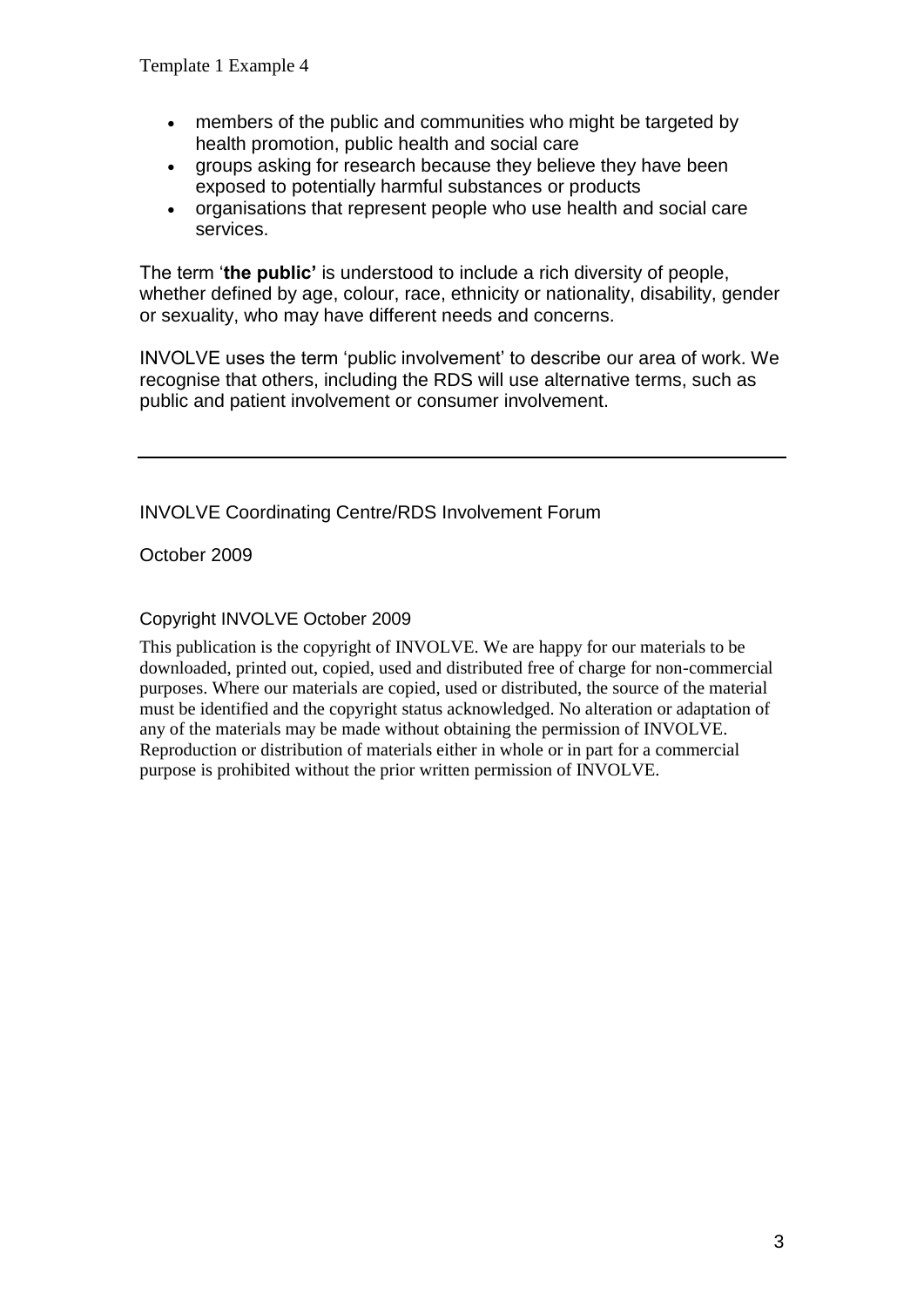- members of the public and communities who might be targeted by health promotion, public health and social care
- groups asking for research because they believe they have been exposed to potentially harmful substances or products
- organisations that represent people who use health and social care services.

The term '**the public'** is understood to include a rich diversity of people, whether defined by age, colour, race, ethnicity or nationality, disability, gender or sexuality, who may have different needs and concerns.

INVOLVE uses the term 'public involvement' to describe our area of work. We recognise that others, including the RDS will use alternative terms, such as public and patient involvement or consumer involvement.

---

INVOLVE Coordinating Centre/RDS Involvement Forum

October 2009

Copyright INVOLVE October 2009

This publication is the copyright of INVOLVE. We are happy for our materials to be downloaded, printed out, copied, used and distributed free of charge for non-commercial purposes. Where our materials are copied, used or distributed, the source of the material must be identified and the copyright status acknowledged. No alteration or adaptation of any of the materials may be made without obtaining the permission of INVOLVE. Reproduction or distribution of materials either in whole or in part for a commercial purpose is prohibited without the prior written permission of INVOLVE.